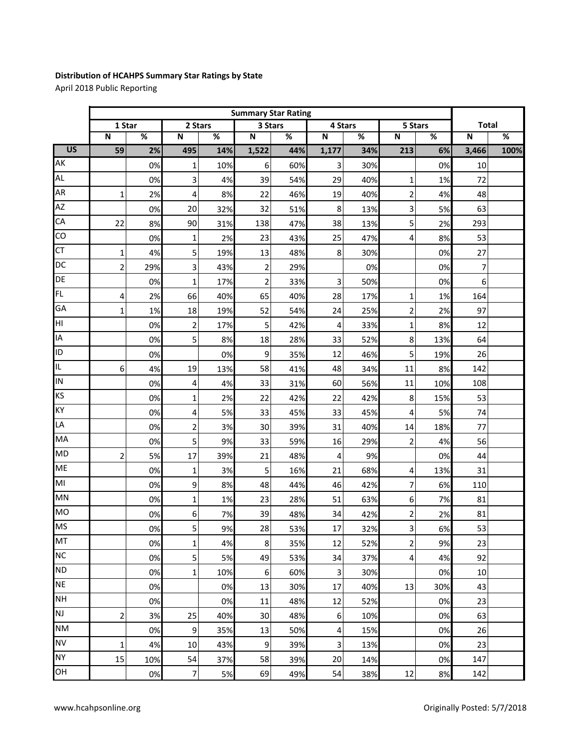**Distribution of HCAHPS Summary Star Ratings by State**

April 2018 Public Reporting

| | Summary Star Rating | | | | | | | | | | | |
|---|---|---|---|---|---|---|---|---|---|---|---|---|
| | 1 Star | | 2 Stars | | 3 Stars | | 4 Stars | | 5 Stars | | Total | |
| | N | % | N | % | N | % | N | % | N | % | N | % |
| US | 59 | 2% | 495 | 14% | 1,522 | 44% | 1,177 | 34% | 213 | 6% | 3,466 | 100% |
| AK | | 0% | 1 | 10% | 6 | 60% | 3 | 30% | | 0% | 10 | |
| AL | | 0% | 3 | 4% | 39 | 54% | 29 | 40% | 1 | 1% | 72 | |
| AR | 1 | 2% | 4 | 8% | 22 | 46% | 19 | 40% | 2 | 4% | 48 | |
| AZ | | 0% | 20 | 32% | 32 | 51% | 8 | 13% | 3 | 5% | 63 | |
| CA | 22 | 8% | 90 | 31% | 138 | 47% | 38 | 13% | 5 | 2% | 293 | |
| CO | | 0% | 1 | 2% | 23 | 43% | 25 | 47% | 4 | 8% | 53 | |
| CT | 1 | 4% | 5 | 19% | 13 | 48% | 8 | 30% | | 0% | 27 | |
| DC | 2 | 29% | 3 | 43% | 2 | 29% | | 0% | | 0% | 7 | |
| DE | | 0% | 1 | 17% | 2 | 33% | 3 | 50% | | 0% | 6 | |
| FL | 4 | 2% | 66 | 40% | 65 | 40% | 28 | 17% | 1 | 1% | 164 | |
| GA | 1 | 1% | 18 | 19% | 52 | 54% | 24 | 25% | 2 | 2% | 97 | |
| HI | | 0% | 2 | 17% | 5 | 42% | 4 | 33% | 1 | 8% | 12 | |
| IA | | 0% | 5 | 8% | 18 | 28% | 33 | 52% | 8 | 13% | 64 | |
| ID | | 0% | | 0% | 9 | 35% | 12 | 46% | 5 | 19% | 26 | |
| IL | 6 | 4% | 19 | 13% | 58 | 41% | 48 | 34% | 11 | 8% | 142 | |
| IN | | 0% | 4 | 4% | 33 | 31% | 60 | 56% | 11 | 10% | 108 | |
| KS | | 0% | 1 | 2% | 22 | 42% | 22 | 42% | 8 | 15% | 53 | |
| KY | | 0% | 4 | 5% | 33 | 45% | 33 | 45% | 4 | 5% | 74 | |
| LA | | 0% | 2 | 3% | 30 | 39% | 31 | 40% | 14 | 18% | 77 | |
| MA | | 0% | 5 | 9% | 33 | 59% | 16 | 29% | 2 | 4% | 56 | |
| MD | 2 | 5% | 17 | 39% | 21 | 48% | 4 | 9% | | 0% | 44 | |
| ME | | 0% | 1 | 3% | 5 | 16% | 21 | 68% | 4 | 13% | 31 | |
| MI | | 0% | 9 | 8% | 48 | 44% | 46 | 42% | 7 | 6% | 110 | |
| MN | | 0% | 1 | 1% | 23 | 28% | 51 | 63% | 6 | 7% | 81 | |
| MO | | 0% | 6 | 7% | 39 | 48% | 34 | 42% | 2 | 2% | 81 | |
| MS | | 0% | 5 | 9% | 28 | 53% | 17 | 32% | 3 | 6% | 53 | |
| MT | | 0% | 1 | 4% | 8 | 35% | 12 | 52% | 2 | 9% | 23 | |
| NC | | 0% | 5 | 5% | 49 | 53% | 34 | 37% | 4 | 4% | 92 | |
| ND | | 0% | 1 | 10% | 6 | 60% | 3 | 30% | | 0% | 10 | |
| NE | | 0% | | 0% | 13 | 30% | 17 | 40% | 13 | 30% | 43 | |
| NH | | 0% | | 0% | 11 | 48% | 12 | 52% | | 0% | 23 | |
| NJ | 2 | 3% | 25 | 40% | 30 | 48% | 6 | 10% | | 0% | 63 | |
| NM | | 0% | 9 | 35% | 13 | 50% | 4 | 15% | | 0% | 26 | |
| NV | 1 | 4% | 10 | 43% | 9 | 39% | 3 | 13% | | 0% | 23 | |
| NY | 15 | 10% | 54 | 37% | 58 | 39% | 20 | 14% | | 0% | 147 | |
| OH | | 0% | 7 | 5% | 69 | 49% | 54 | 38% | 12 | 8% | 142 | |

www.hcahpsonline.org

Originally Posted: 5/7/2018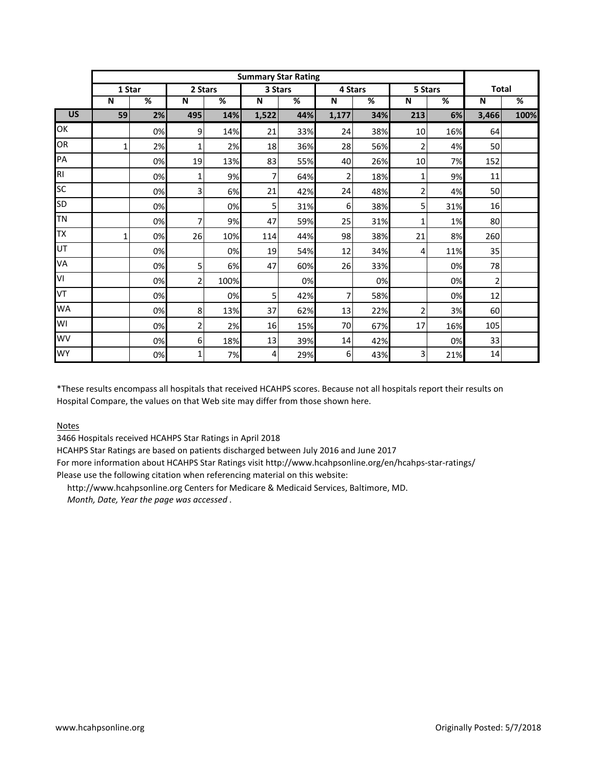| | Summary Star Rating | | | | | | | | | | | |
|---|---|---|---|---|---|---|---|---|---|---|---|---|
| | 1 Star | | 2 Stars | | 3 Stars | | 4 Stars | | 5 Stars | | Total | |
| | N | % | N | % | N | % | N | % | N | % | N | % |
| **US** | **59** | **2%** | **495** | **14%** | **1,522** | **44%** | **1,177** | **34%** | **213** | **6%** | **3,466** | **100%** |
| OK | | 0% | 9 | 14% | 21 | 33% | 24 | 38% | 10 | 16% | 64 | |
| OR | 1 | 2% | 1 | 2% | 18 | 36% | 28 | 56% | 2 | 4% | 50 | |
| PA | | 0% | 19 | 13% | 83 | 55% | 40 | 26% | 10 | 7% | 152 | |
| RI | | 0% | 1 | 9% | 7 | 64% | 2 | 18% | 1 | 9% | 11 | |
| SC | | 0% | 3 | 6% | 21 | 42% | 24 | 48% | 2 | 4% | 50 | |
| SD | | 0% | | 0% | 5 | 31% | 6 | 38% | 5 | 31% | 16 | |
| TN | | 0% | 7 | 9% | 47 | 59% | 25 | 31% | 1 | 1% | 80 | |
| TX | 1 | 0% | 26 | 10% | 114 | 44% | 98 | 38% | 21 | 8% | 260 | |
| UT | | 0% | | 0% | 19 | 54% | 12 | 34% | 4 | 11% | 35 | |
| VA | | 0% | 5 | 6% | 47 | 60% | 26 | 33% | | 0% | 78 | |
| VI | | 0% | 2 | 100% | | 0% | | 0% | | 0% | 2 | |
| VT | | 0% | | 0% | 5 | 42% | 7 | 58% | | 0% | 12 | |
| WA | | 0% | 8 | 13% | 37 | 62% | 13 | 22% | 2 | 3% | 60 | |
| WI | | 0% | 2 | 2% | 16 | 15% | 70 | 67% | 17 | 16% | 105 | |
| WV | | 0% | 6 | 18% | 13 | 39% | 14 | 42% | | 0% | 33 | |
| WY | | 0% | 1 | 7% | 4 | 29% | 6 | 43% | 3 | 21% | 14 | |

*These results encompass all hospitals that received HCAHPS scores. Because not all hospitals report their results on Hospital Compare, the values on that Web site may differ from those shown here.

Notes

3466 Hospitals received HCAHPS Star Ratings in April 2018

HCAHPS Star Ratings are based on patients discharged between July 2016 and June 2017

For more information about HCAHPS Star Ratings visit http://www.hcahpsonline.org/en/hcahps-star-ratings/

Please use the following citation when referencing material on this website:

http://www.hcahpsonline.org Centers for Medicare & Medicaid Services, Baltimore, MD.

*Month, Date, Year the page was accessed* .